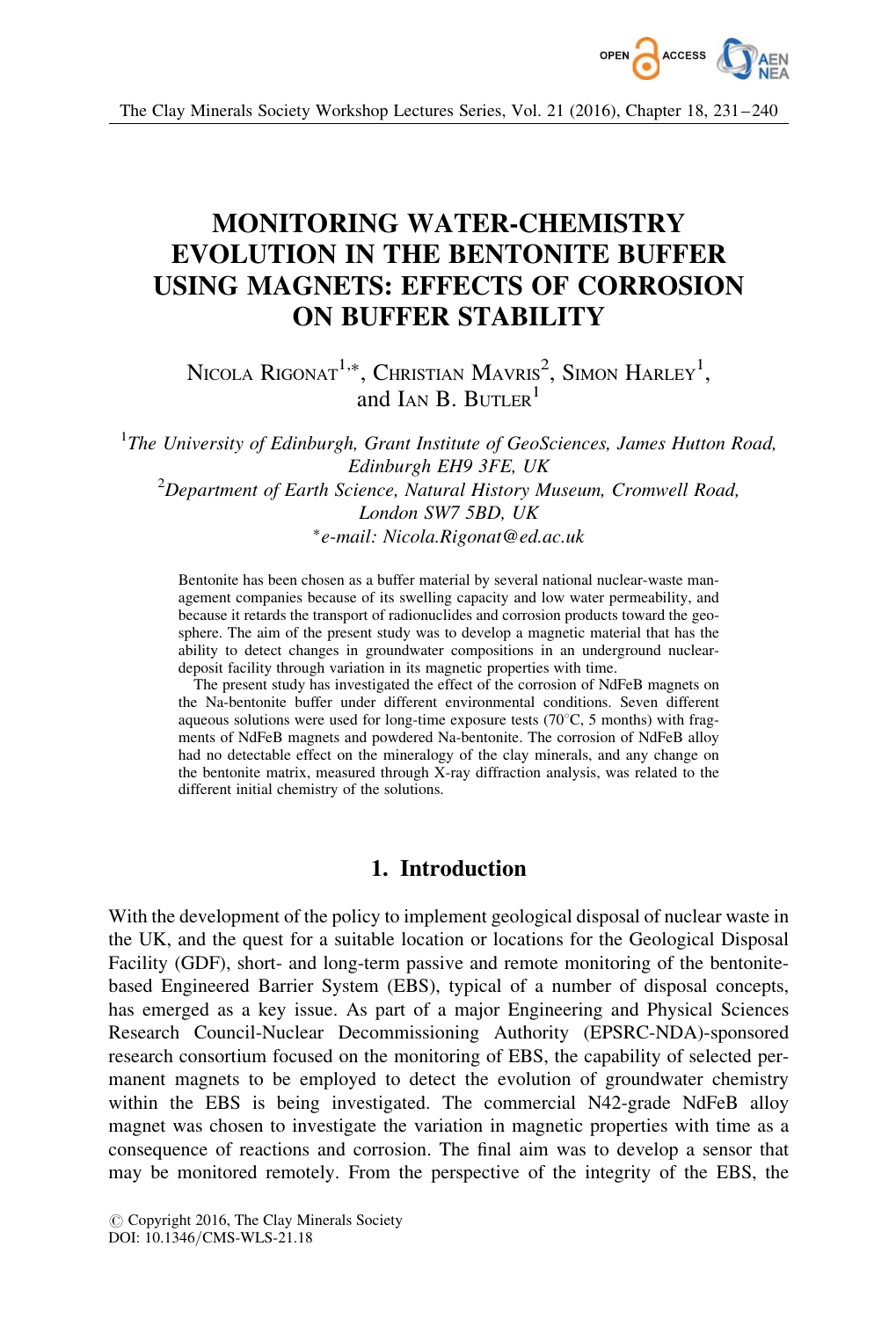# MONITORING WATER-CHEMISTRY EVOLUTION IN THE BENTONITE BUFFER USING MAGNETS: EFFECTS OF CORROSION ON BUFFER STABILITY

Nicola Rigonat[1,*], Christian Mavris[2], Simon Harley[1], and Ian B. Butler[1]

[1] *The University of Edinburgh, Grant Institute of GeoSciences, James Hutton Road, Edinburgh EH9 3FE, UK*

[2] *Department of Earth Science, Natural History Museum, Cromwell Road, London SW7 5BD, UK*

[*] *e-mail: Nicola.Rigonat@ed.ac.uk*

Bentonite has been chosen as a buffer material by several national nuclear-waste management companies because of its swelling capacity and low water permeability, and because it retards the transport of radionuclides and corrosion products toward the geosphere. The aim of the present study was to develop a magnetic material that has the ability to detect changes in groundwater compositions in an underground nuclear-deposit facility through variation in its magnetic properties with time.

The present study has investigated the effect of the corrosion of NdFeB magnets on the Na-bentonite buffer under different environmental conditions. Seven different aqueous solutions were used for long-time exposure tests (70°C, 5 months) with fragments of NdFeB magnets and powdered Na-bentonite. The corrosion of NdFeB alloy had no detectable effect on the mineralogy of the clay minerals, and any change on the bentonite matrix, measured through X-ray diffraction analysis, was related to the different initial chemistry of the solutions.

## 1. Introduction

With the development of the policy to implement geological disposal of nuclear waste in the UK, and the quest for a suitable location or locations for the Geological Disposal Facility (GDF), short- and long-term passive and remote monitoring of the bentonite-based Engineered Barrier System (EBS), typical of a number of disposal concepts, has emerged as a key issue. As part of a major Engineering and Physical Sciences Research Council-Nuclear Decommissioning Authority (EPSRC-NDA)-sponsored research consortium focused on the monitoring of EBS, the capability of selected permanent magnets to be employed to detect the evolution of groundwater chemistry within the EBS is being investigated. The commercial N42-grade NdFeB alloy magnet was chosen to investigate the variation in magnetic properties with time as a consequence of reactions and corrosion. The final aim was to develop a sensor that may be monitored remotely. From the perspective of the integrity of the EBS, the

© Copyright 2016, The Clay Minerals Society
DOI: 10.1346/CMS-WLS-21.18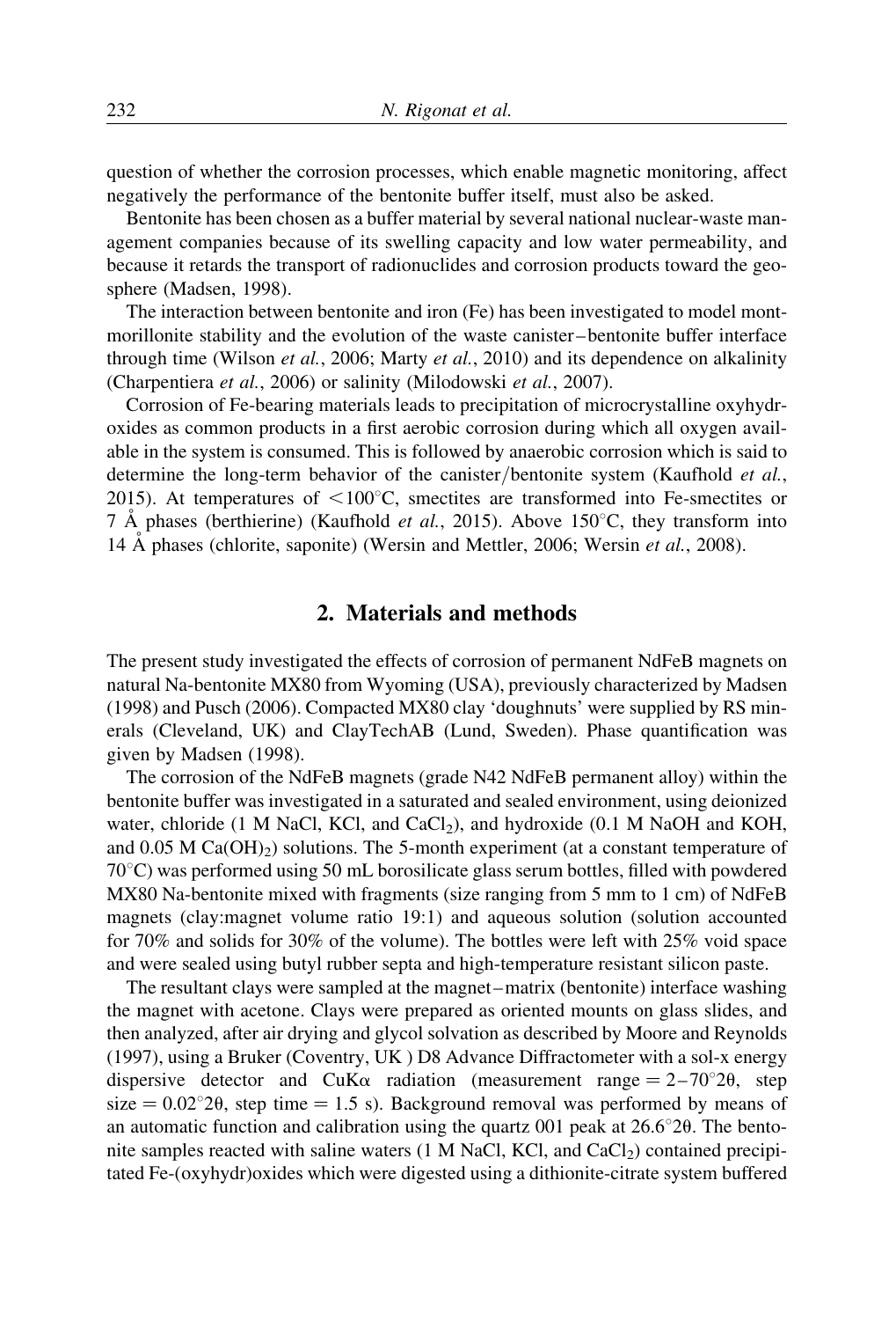question of whether the corrosion processes, which enable magnetic monitoring, affect negatively the performance of the bentonite buffer itself, must also be asked.

Bentonite has been chosen as a buffer material by several national nuclear-waste management companies because of its swelling capacity and low water permeability, and because it retards the transport of radionuclides and corrosion products toward the geosphere (Madsen, 1998).

The interaction between bentonite and iron (Fe) has been investigated to model montmorillonite stability and the evolution of the waste canister–bentonite buffer interface through time (Wilson *et al.*, 2006; Marty *et al.*, 2010) and its dependence on alkalinity (Charpentiera *et al.*, 2006) or salinity (Milodowski *et al.*, 2007).

Corrosion of Fe-bearing materials leads to precipitation of microcrystalline oxyhydroxides as common products in a first aerobic corrosion during which all oxygen available in the system is consumed. This is followed by anaerobic corrosion which is said to determine the long-term behavior of the canister/bentonite system (Kaufhold *et al.*, 2015). At temperatures of $<100°C$, smectites are transformed into Fe-smectites or 7 Å phases (berthierine) (Kaufhold *et al.*, 2015). Above 150°C, they transform into 14 Å phases (chlorite, saponite) (Wersin and Mettler, 2006; Wersin *et al.*, 2008).

## 2. Materials and methods

The present study investigated the effects of corrosion of permanent NdFeB magnets on natural Na-bentonite MX80 from Wyoming (USA), previously characterized by Madsen (1998) and Pusch (2006). Compacted MX80 clay 'doughnuts' were supplied by RS minerals (Cleveland, UK) and ClayTechAB (Lund, Sweden). Phase quantification was given by Madsen (1998).

The corrosion of the NdFeB magnets (grade N42 NdFeB permanent alloy) within the bentonite buffer was investigated in a saturated and sealed environment, using deionized water, chloride (1 M NaCl, KCl, and $CaCl_2$), and hydroxide (0.1 M NaOH and KOH, and 0.05 M $Ca(OH)_2$) solutions. The 5-month experiment (at a constant temperature of 70°C) was performed using 50 mL borosilicate glass serum bottles, filled with powdered MX80 Na-bentonite mixed with fragments (size ranging from 5 mm to 1 cm) of NdFeB magnets (clay:magnet volume ratio 19:1) and aqueous solution (solution accounted for 70% and solids for 30% of the volume). The bottles were left with 25% void space and were sealed using butyl rubber septa and high-temperature resistant silicon paste.

The resultant clays were sampled at the magnet–matrix (bentonite) interface washing the magnet with acetone. Clays were prepared as oriented mounts on glass slides, and then analyzed, after air drying and glycol solvation as described by Moore and Reynolds (1997), using a Bruker (Coventry, UK ) D8 Advance Diffractometer with a sol-x energy dispersive detector and CuKα radiation (measurement range = 2–70°2θ, step size = 0.02°2θ, step time = 1.5 s). Background removal was performed by means of an automatic function and calibration using the quartz 001 peak at 26.6°2θ. The bentonite samples reacted with saline waters (1 M NaCl, KCl, and $CaCl_2$) contained precipitated Fe-(oxyhydr)oxides which were digested using a dithionite-citrate system buffered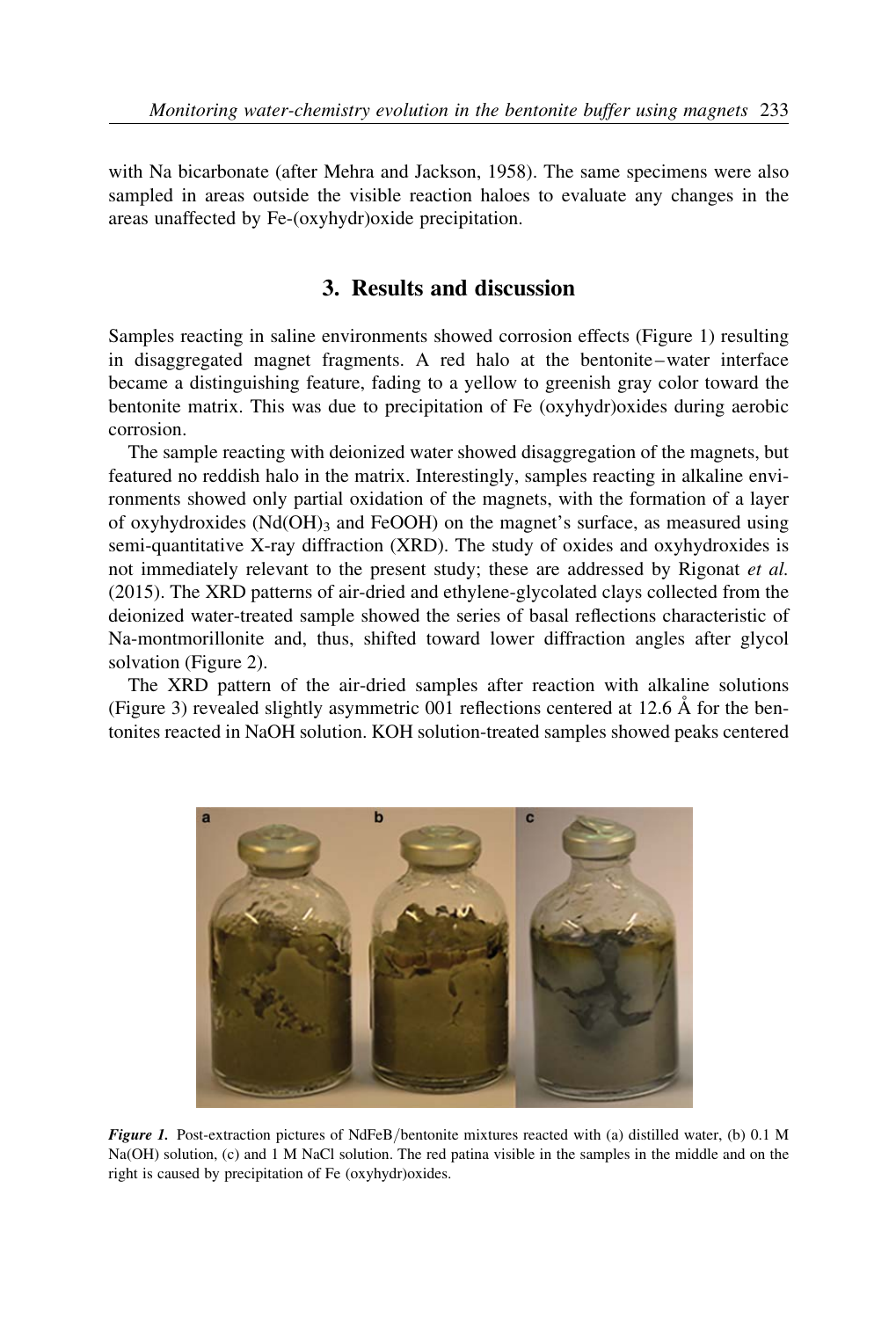with Na bicarbonate (after Mehra and Jackson, 1958). The same specimens were also sampled in areas outside the visible reaction haloes to evaluate any changes in the areas unaffected by Fe-(oxyhydr)oxide precipitation.

## 3. Results and discussion

Samples reacting in saline environments showed corrosion effects (Figure 1) resulting in disaggregated magnet fragments. A red halo at the bentonite–water interface became a distinguishing feature, fading to a yellow to greenish gray color toward the bentonite matrix. This was due to precipitation of Fe (oxyhydr)oxides during aerobic corrosion.

The sample reacting with deionized water showed disaggregation of the magnets, but featured no reddish halo in the matrix. Interestingly, samples reacting in alkaline environments showed only partial oxidation of the magnets, with the formation of a layer of oxyhydroxides ($Nd(OH)_3$ and FeOOH) on the magnet's surface, as measured using semi-quantitative X-ray diffraction (XRD). The study of oxides and oxyhydroxides is not immediately relevant to the present study; these are addressed by Rigonat *et al.* (2015). The XRD patterns of air-dried and ethylene-glycolated clays collected from the deionized water-treated sample showed the series of basal reflections characteristic of Na-montmorillonite and, thus, shifted toward lower diffraction angles after glycol solvation (Figure 2).

The XRD pattern of the air-dried samples after reaction with alkaline solutions (Figure 3) revealed slightly asymmetric 001 reflections centered at 12.6 Å for the bentonites reacted in NaOH solution. KOH solution-treated samples showed peaks centered

*Figure 1.* Post-extraction pictures of NdFeB/bentonite mixtures reacted with (a) distilled water, (b) 0.1 M Na(OH) solution, (c) and 1 M NaCl solution. The red patina visible in the samples in the middle and on the right is caused by precipitation of Fe (oxyhydr)oxides.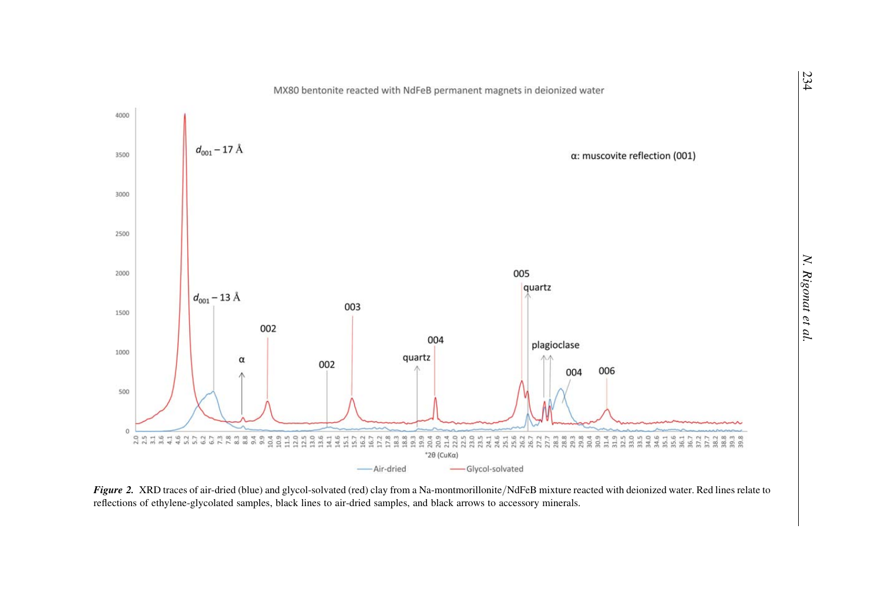*Figure 2.* XRD traces of air-dried (blue) and glycol-solvated (red) clay from a Na-montmorillonite/NdFeB mixture reacted with deionized water. Red lines relate to reflections of ethylene-glycolated samples, black lines to air-dried samples, and black arrows to accessory minerals.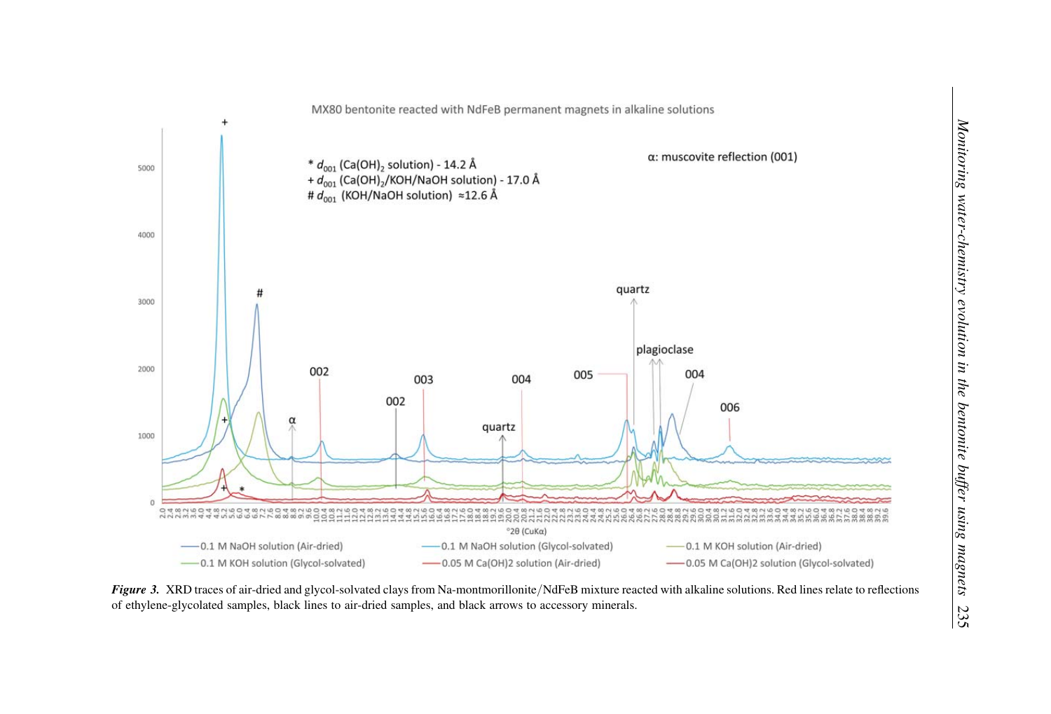*Figure 3.* XRD traces of air-dried and glycol-solvated clays from Na-montmorillonite/NdFeB mixture reacted with alkaline solutions. Red lines relate to reflections of ethylene-glycolated samples, black lines to air-dried samples, and black arrows to accessory minerals.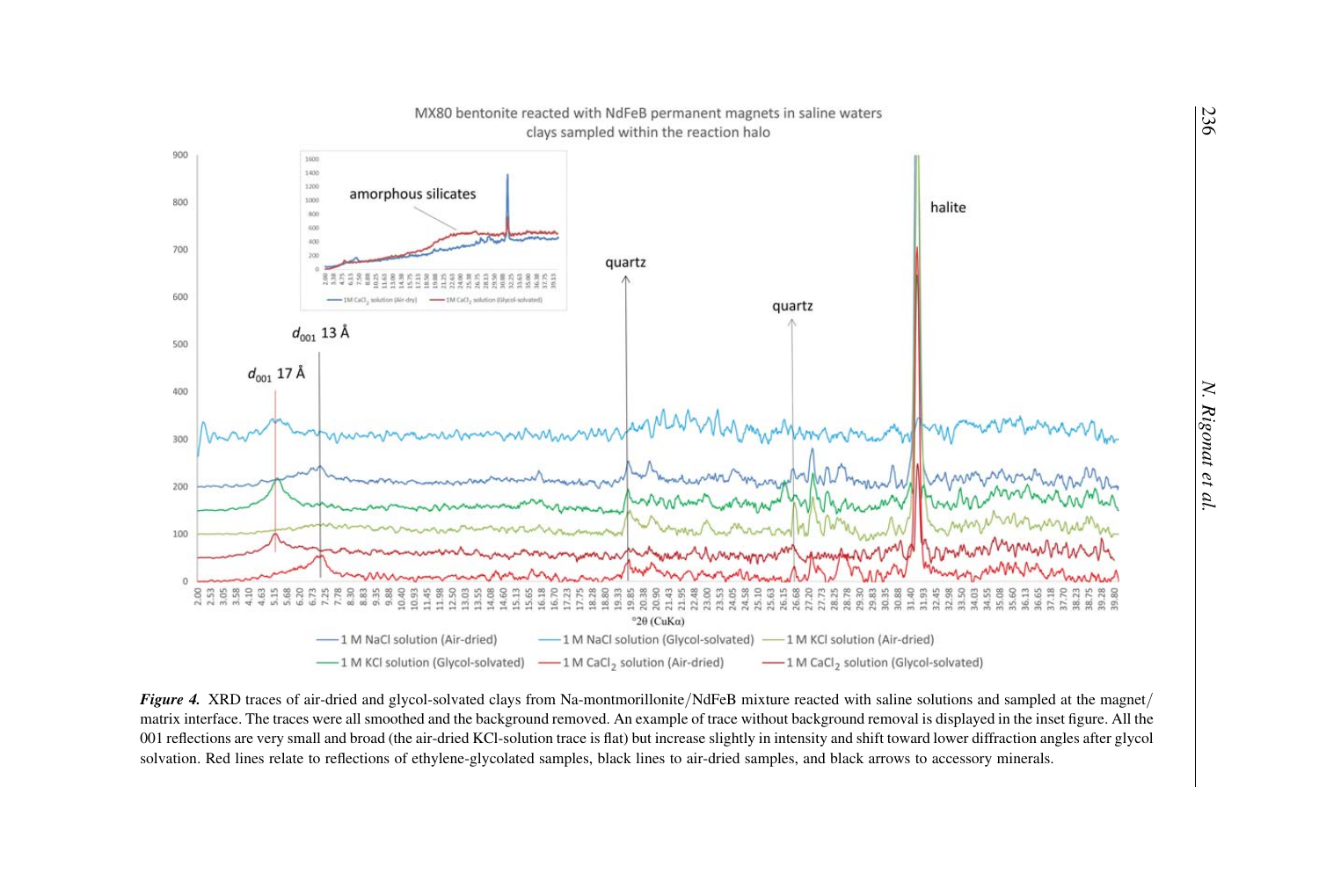***Figure 4.*** XRD traces of air-dried and glycol-solvated clays from Na-montmorillonite/NdFeB mixture reacted with saline solutions and sampled at the magnet/matrix interface. The traces were all smoothed and the background removed. An example of trace without background removal is displayed in the inset figure. All the 001 reflections are very small and broad (the air-dried KCl-solution trace is flat) but increase slightly in intensity and shift toward lower diffraction angles after glycol solvation. Red lines relate to reflections of ethylene-glycolated samples, black lines to air-dried samples, and black arrows to accessory minerals.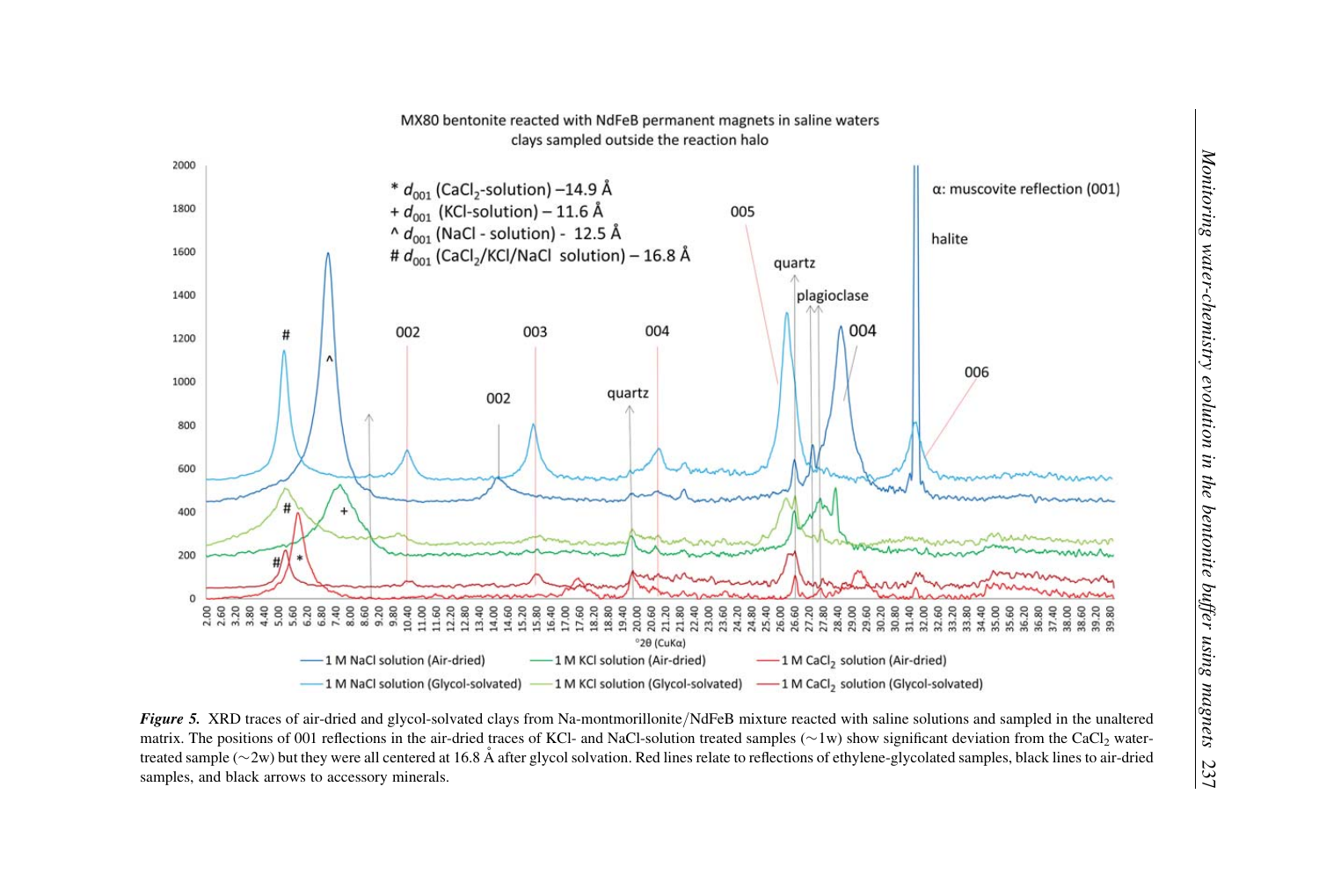*Figure 5.* XRD traces of air-dried and glycol-solvated clays from Na-montmorillonite/NdFeB mixture reacted with saline solutions and sampled in the unaltered matrix. The positions of 001 reflections in the air-dried traces of KCl- and NaCl-solution treated samples (~1w) show significant deviation from the $CaCl_2$ water-treated sample (~2w) but they were all centered at 16.8 Å after glycol solvation. Red lines relate to reflections of ethylene-glycolated samples, black lines to air-dried samples, and black arrows to accessory minerals.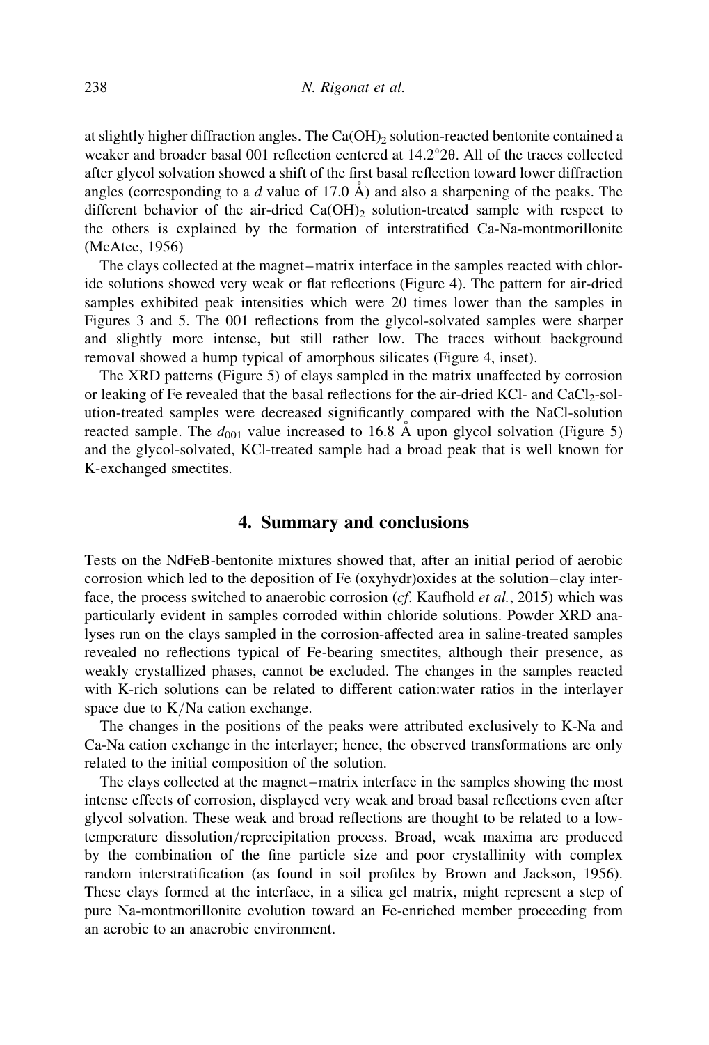at slightly higher diffraction angles. The $Ca(OH)_2$ solution-reacted bentonite contained a weaker and broader basal 001 reflection centered at 14.2°2θ. All of the traces collected after glycol solvation showed a shift of the first basal reflection toward lower diffraction angles (corresponding to a *d* value of 17.0 Å) and also a sharpening of the peaks. The different behavior of the air-dried $Ca(OH)_2$ solution-treated sample with respect to the others is explained by the formation of interstratified Ca-Na-montmorillonite (McAtee, 1956)

The clays collected at the magnet–matrix interface in the samples reacted with chloride solutions showed very weak or flat reflections (Figure 4). The pattern for air-dried samples exhibited peak intensities which were 20 times lower than the samples in Figures 3 and 5. The 001 reflections from the glycol-solvated samples were sharper and slightly more intense, but still rather low. The traces without background removal showed a hump typical of amorphous silicates (Figure 4, inset).

The XRD patterns (Figure 5) of clays sampled in the matrix unaffected by corrosion or leaking of Fe revealed that the basal reflections for the air-dried KCl- and $CaCl_2$-solution-treated samples were decreased significantly compared with the NaCl-solution reacted sample. The $d_{001}$ value increased to 16.8 Å upon glycol solvation (Figure 5) and the glycol-solvated, KCl-treated sample had a broad peak that is well known for K-exchanged smectites.

## 4. Summary and conclusions

Tests on the NdFeB-bentonite mixtures showed that, after an initial period of aerobic corrosion which led to the deposition of Fe (oxyhydr)oxides at the solution–clay interface, the process switched to anaerobic corrosion (*cf.* Kaufhold *et al.*, 2015) which was particularly evident in samples corroded within chloride solutions. Powder XRD analyses run on the clays sampled in the corrosion-affected area in saline-treated samples revealed no reflections typical of Fe-bearing smectites, although their presence, as weakly crystallized phases, cannot be excluded. The changes in the samples reacted with K-rich solutions can be related to different cation:water ratios in the interlayer space due to K/Na cation exchange.

The changes in the positions of the peaks were attributed exclusively to K-Na and Ca-Na cation exchange in the interlayer; hence, the observed transformations are only related to the initial composition of the solution.

The clays collected at the magnet–matrix interface in the samples showing the most intense effects of corrosion, displayed very weak and broad basal reflections even after glycol solvation. These weak and broad reflections are thought to be related to a low-temperature dissolution/reprecipitation process. Broad, weak maxima are produced by the combination of the fine particle size and poor crystallinity with complex random interstratification (as found in soil profiles by Brown and Jackson, 1956). These clays formed at the interface, in a silica gel matrix, might represent a step of pure Na-montmorillonite evolution toward an Fe-enriched member proceeding from an aerobic to an anaerobic environment.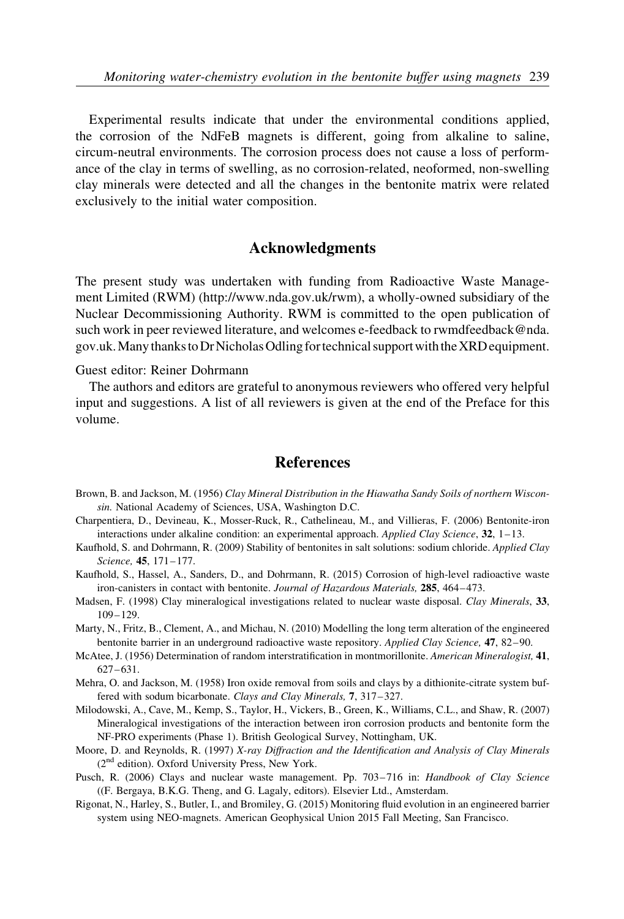Experimental results indicate that under the environmental conditions applied, the corrosion of the NdFeB magnets is different, going from alkaline to saline, circum-neutral environments. The corrosion process does not cause a loss of performance of the clay in terms of swelling, as no corrosion-related, neoformed, non-swelling clay minerals were detected and all the changes in the bentonite matrix were related exclusively to the initial water composition.

## Acknowledgments

The present study was undertaken with funding from Radioactive Waste Management Limited (RWM) (http://www.nda.gov.uk/rwm), a wholly-owned subsidiary of the Nuclear Decommissioning Authority. RWM is committed to the open publication of such work in peer reviewed literature, and welcomes e-feedback to rwmdfeedback@nda.gov.uk. Many thanks to Dr Nicholas Odling for technical support with the XRD equipment.

Guest editor: Reiner Dohrmann

The authors and editors are grateful to anonymous reviewers who offered very helpful input and suggestions. A list of all reviewers is given at the end of the Preface for this volume.

## References

Brown, B. and Jackson, M. (1956) *Clay Mineral Distribution in the Hiawatha Sandy Soils of northern Wisconsin.* National Academy of Sciences, USA, Washington D.C.

Charpentiera, D., Devineau, K., Mosser-Ruck, R., Cathelineau, M., and Villieras, F. (2006) Bentonite-iron interactions under alkaline condition: an experimental approach. *Applied Clay Science*, **32**, 1–13.

Kaufhold, S. and Dohrmann, R. (2009) Stability of bentonites in salt solutions: sodium chloride. *Applied Clay Science,* **45**, 171–177.

Kaufhold, S., Hassel, A., Sanders, D., and Dohrmann, R. (2015) Corrosion of high-level radioactive waste iron-canisters in contact with bentonite. *Journal of Hazardous Materials,* **285**, 464–473.

Madsen, F. (1998) Clay mineralogical investigations related to nuclear waste disposal. *Clay Minerals*, **33**, 109–129.

Marty, N., Fritz, B., Clement, A., and Michau, N. (2010) Modelling the long term alteration of the engineered bentonite barrier in an underground radioactive waste repository. *Applied Clay Science,* **47**, 82–90.

McAtee, J. (1956) Determination of random interstratification in montmorillonite. *American Mineralogist,* **41**, 627–631.

Mehra, O. and Jackson, M. (1958) Iron oxide removal from soils and clays by a dithionite-citrate system buffered with sodum bicarbonate. *Clays and Clay Minerals,* **7**, 317–327.

Milodowski, A., Cave, M., Kemp, S., Taylor, H., Vickers, B., Green, K., Williams, C.L., and Shaw, R. (2007) Mineralogical investigations of the interaction between iron corrosion products and bentonite form the NF-PRO experiments (Phase 1). British Geological Survey, Nottingham, UK.

Moore, D. and Reynolds, R. (1997) *X-ray Diffraction and the Identification and Analysis of Clay Minerals* (2nd edition). Oxford University Press, New York.

Pusch, R. (2006) Clays and nuclear waste management. Pp. 703–716 in: *Handbook of Clay Science* ((F. Bergaya, B.K.G. Theng, and G. Lagaly, editors). Elsevier Ltd., Amsterdam.

Rigonat, N., Harley, S., Butler, I., and Bromiley, G. (2015) Monitoring fluid evolution in an engineered barrier system using NEO-magnets. American Geophysical Union 2015 Fall Meeting, San Francisco.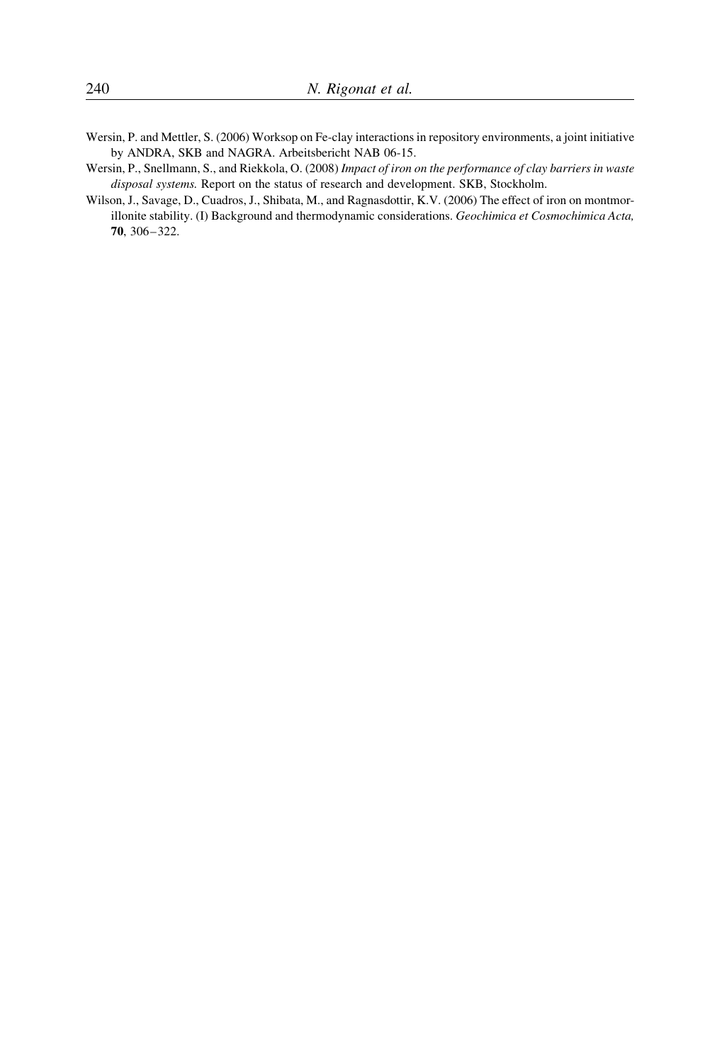Wersin, P. and Mettler, S. (2006) Worksop on Fe-clay interactions in repository environments, a joint initiative by ANDRA, SKB and NAGRA. Arbeitsbericht NAB 06-15.

Wersin, P., Snellmann, S., and Riekkola, O. (2008) *Impact of iron on the performance of clay barriers in waste disposal systems.* Report on the status of research and development. SKB, Stockholm.

Wilson, J., Savage, D., Cuadros, J., Shibata, M., and Ragnasdottir, K.V. (2006) The effect of iron on montmorillonite stability. (I) Background and thermodynamic considerations. *Geochimica et Cosmochimica Acta,* **70**, 306–322.